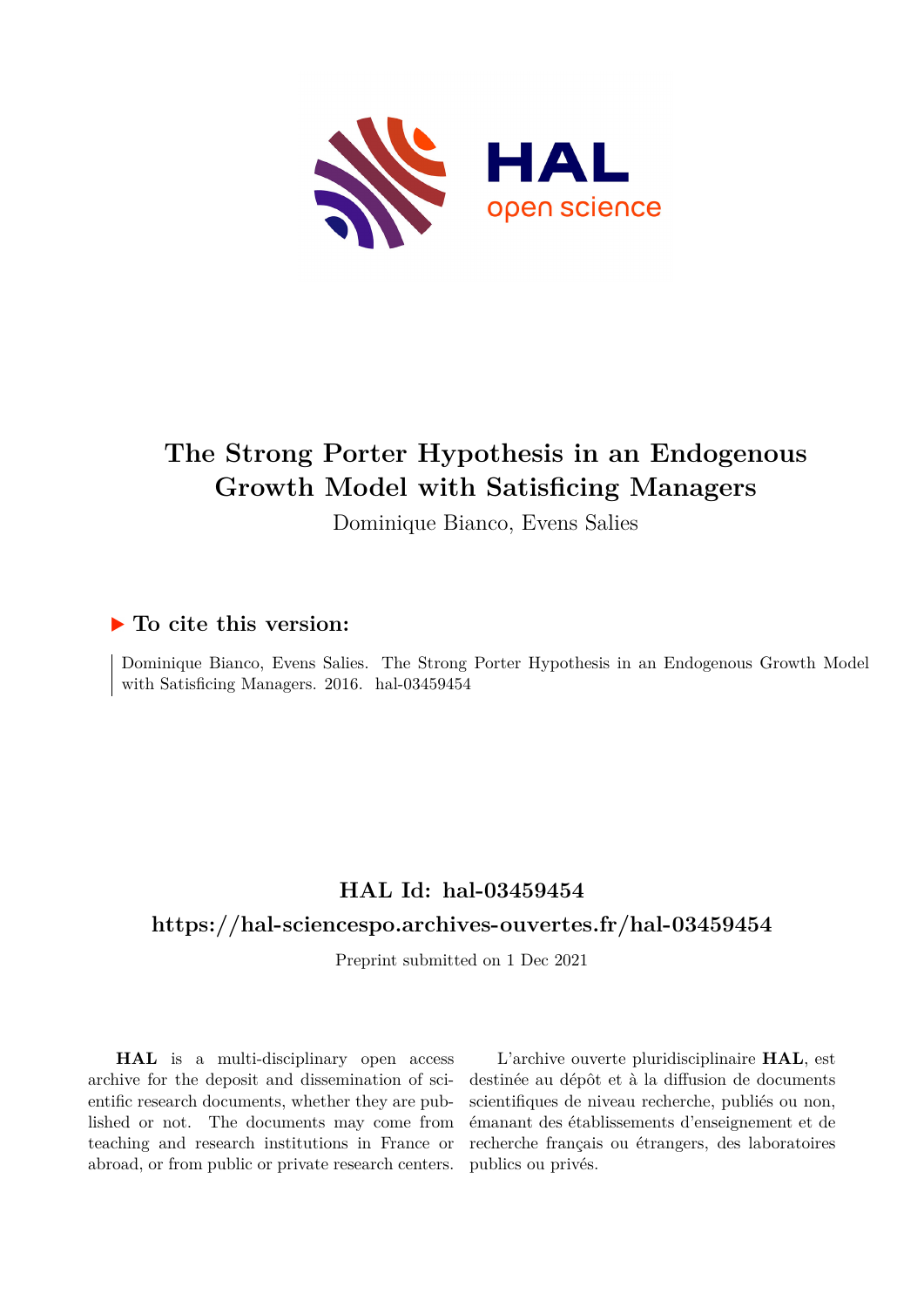# The Strong Porter Hypothesis in an Endogenous Growth Model with Satisficing Managers

Dominique Bianco, Evens Salies

## ▶ To cite this version:

Dominique Bianco, Evens Salies. The Strong Porter Hypothesis in an Endogenous Growth Model with Satisficing Managers. 2016. hal-03459454

## HAL Id: hal-03459454

## https://hal-sciencespo.archives-ouvertes.fr/hal-03459454

Preprint submitted on 1 Dec 2021

**HAL** is a multi-disciplinary open access archive for the deposit and dissemination of scientific research documents, whether they are published or not. The documents may come from teaching and research institutions in France or abroad, or from public or private research centers.

L'archive ouverte pluridisciplinaire **HAL**, est destinée au dépôt et à la diffusion de documents scientifiques de niveau recherche, publiés ou non, émanant des établissements d'enseignement et de recherche français ou étrangers, des laboratoires publics ou privés.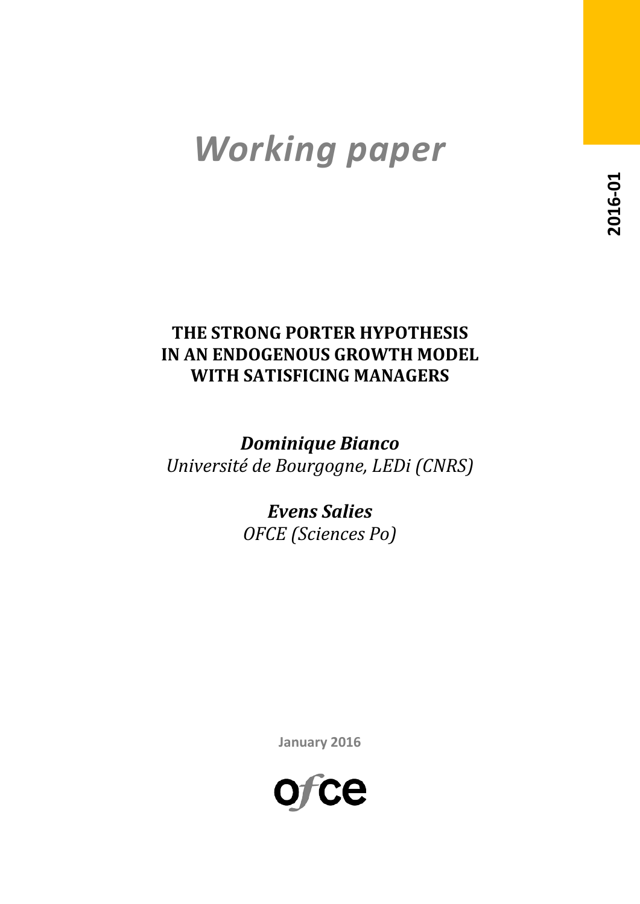# Working paper

2016-01

**THE STRONG PORTER HYPOTHESIS IN AN ENDOGENOUS GROWTH MODEL WITH SATISFICING MANAGERS**

***Dominique Bianco***
*Université de Bourgogne, LEDi (CNRS)*

***Evens Salies***
*OFCE (Sciences Po)*

**January 2016**

ofce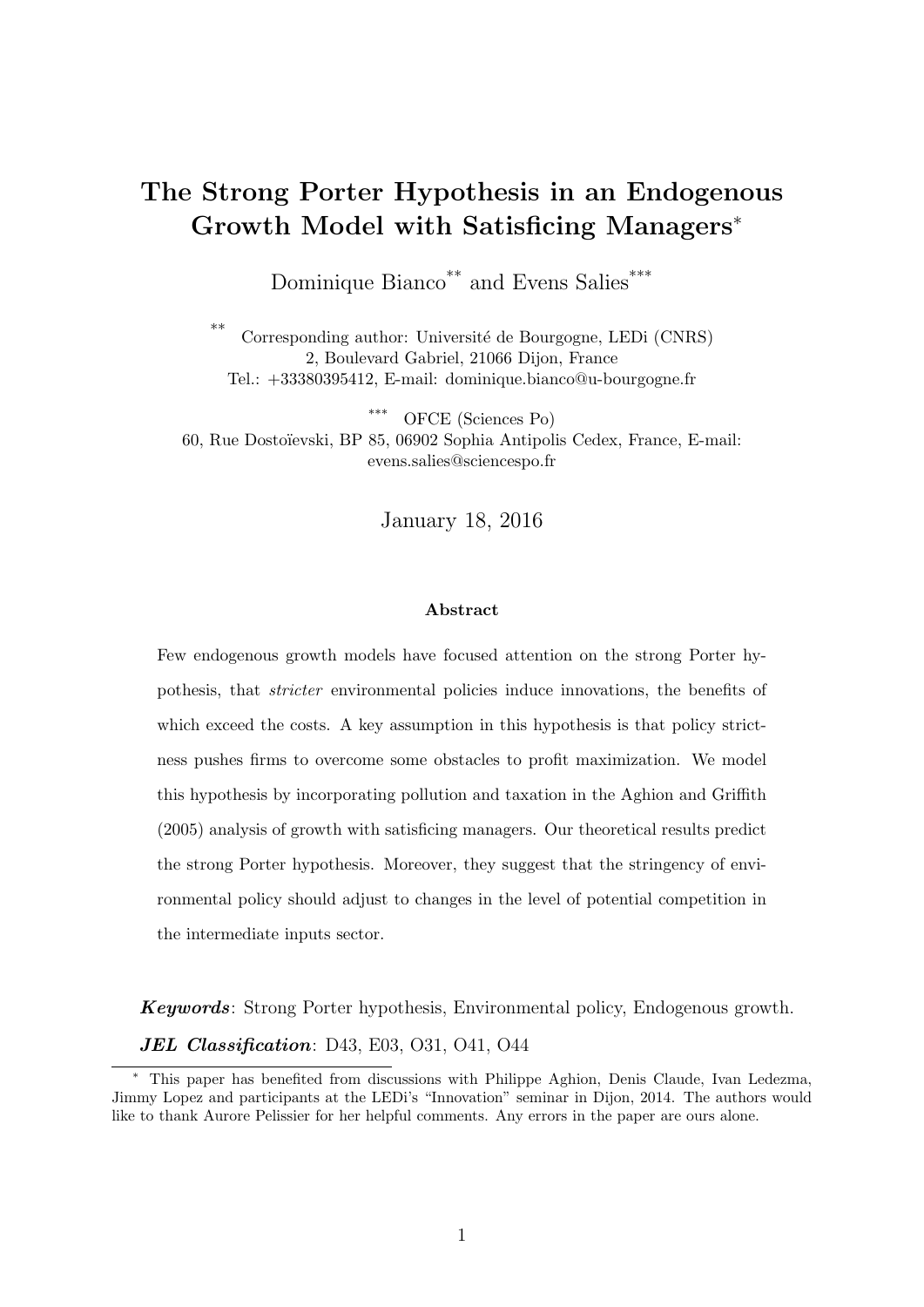# The Strong Porter Hypothesis in an Endogenous Growth Model with Satisficing Managers*

Dominique Bianco** and Evens Salies***

** Corresponding author: Université de Bourgogne, LEDi (CNRS)
2, Boulevard Gabriel, 21066 Dijon, France
Tel.: +33380395412, E-mail: dominique.bianco@u-bourgogne.fr

*** OFCE (Sciences Po)
60, Rue Dostoïevski, BP 85, 06902 Sophia Antipolis Cedex, France, E-mail: evens.salies@sciencespo.fr

January 18, 2016

### Abstract

Few endogenous growth models have focused attention on the strong Porter hypothesis, that *stricter* environmental policies induce innovations, the benefits of which exceed the costs. A key assumption in this hypothesis is that policy strictness pushes firms to overcome some obstacles to profit maximization. We model this hypothesis by incorporating pollution and taxation in the Aghion and Griffith (2005) analysis of growth with satisficing managers. Our theoretical results predict the strong Porter hypothesis. Moreover, they suggest that the stringency of environmental policy should adjust to changes in the level of potential competition in the intermediate inputs sector.

***Keywords***: Strong Porter hypothesis, Environmental policy, Endogenous growth.

***JEL Classification***: D43, E03, O31, O41, O44

* This paper has benefited from discussions with Philippe Aghion, Denis Claude, Ivan Ledezma, Jimmy Lopez and participants at the LEDi's "Innovation" seminar in Dijon, 2014. The authors would like to thank Aurore Pelissier for her helpful comments. Any errors in the paper are ours alone.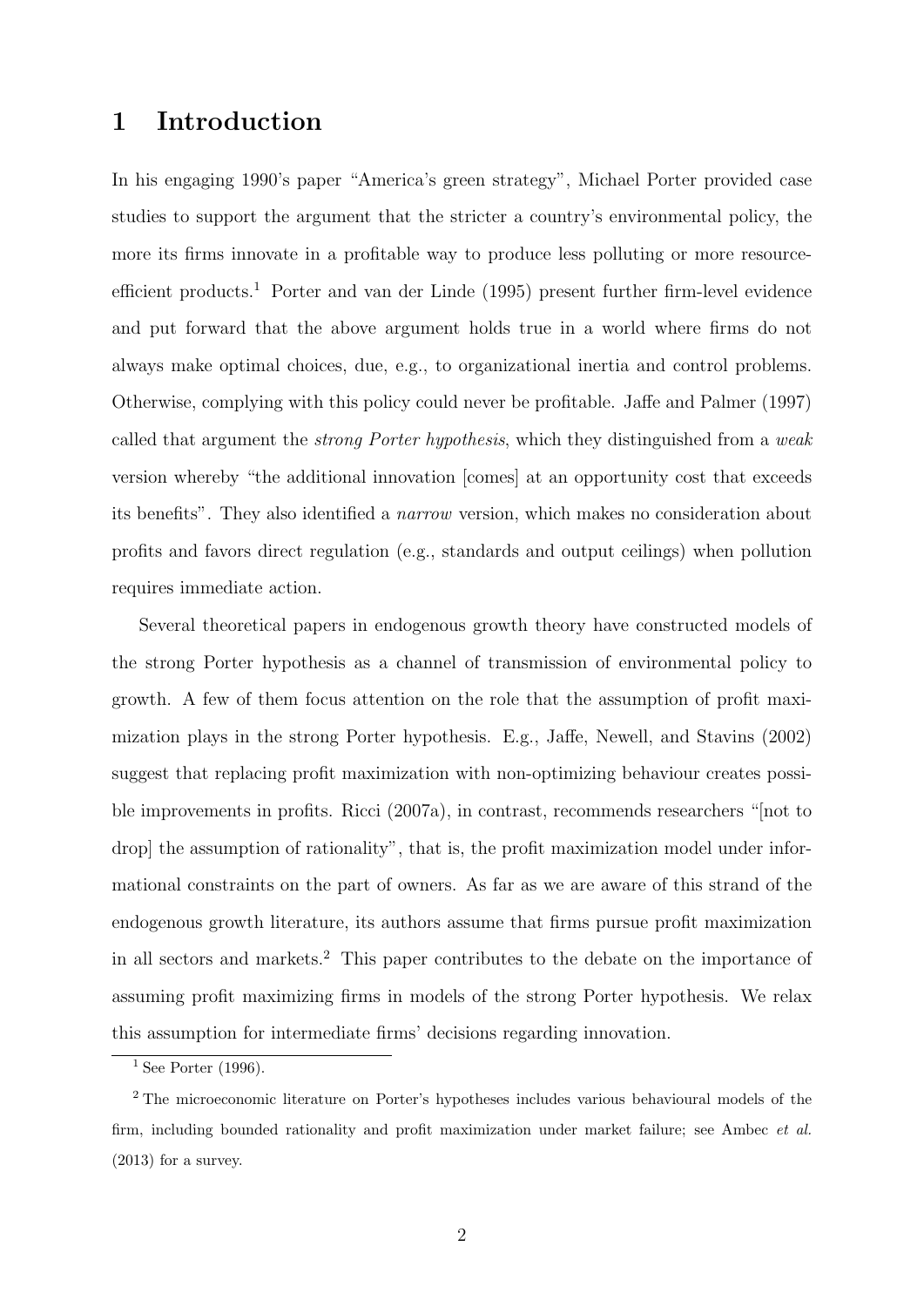# 1 Introduction

In his engaging 1990's paper "America's green strategy", Michael Porter provided case studies to support the argument that the stricter a country's environmental policy, the more its firms innovate in a profitable way to produce less polluting or more resource-efficient products.[1] Porter and van der Linde (1995) present further firm-level evidence and put forward that the above argument holds true in a world where firms do not always make optimal choices, due, e.g., to organizational inertia and control problems. Otherwise, complying with this policy could never be profitable. Jaffe and Palmer (1997) called that argument the *strong Porter hypothesis*, which they distinguished from a *weak* version whereby "the additional innovation [comes] at an opportunity cost that exceeds its benefits". They also identified a *narrow* version, which makes no consideration about profits and favors direct regulation (e.g., standards and output ceilings) when pollution requires immediate action.

Several theoretical papers in endogenous growth theory have constructed models of the strong Porter hypothesis as a channel of transmission of environmental policy to growth. A few of them focus attention on the role that the assumption of profit maximization plays in the strong Porter hypothesis. E.g., Jaffe, Newell, and Stavins (2002) suggest that replacing profit maximization with non-optimizing behaviour creates possible improvements in profits. Ricci (2007a), in contrast, recommends researchers "[not to drop] the assumption of rationality", that is, the profit maximization model under informational constraints on the part of owners. As far as we are aware of this strand of the endogenous growth literature, its authors assume that firms pursue profit maximization in all sectors and markets.[2] This paper contributes to the debate on the importance of assuming profit maximizing firms in models of the strong Porter hypothesis. We relax this assumption for intermediate firms' decisions regarding innovation.

[1] See Porter (1996).

[2] The microeconomic literature on Porter's hypotheses includes various behavioural models of the firm, including bounded rationality and profit maximization under market failure; see Ambec *et al.* (2013) for a survey.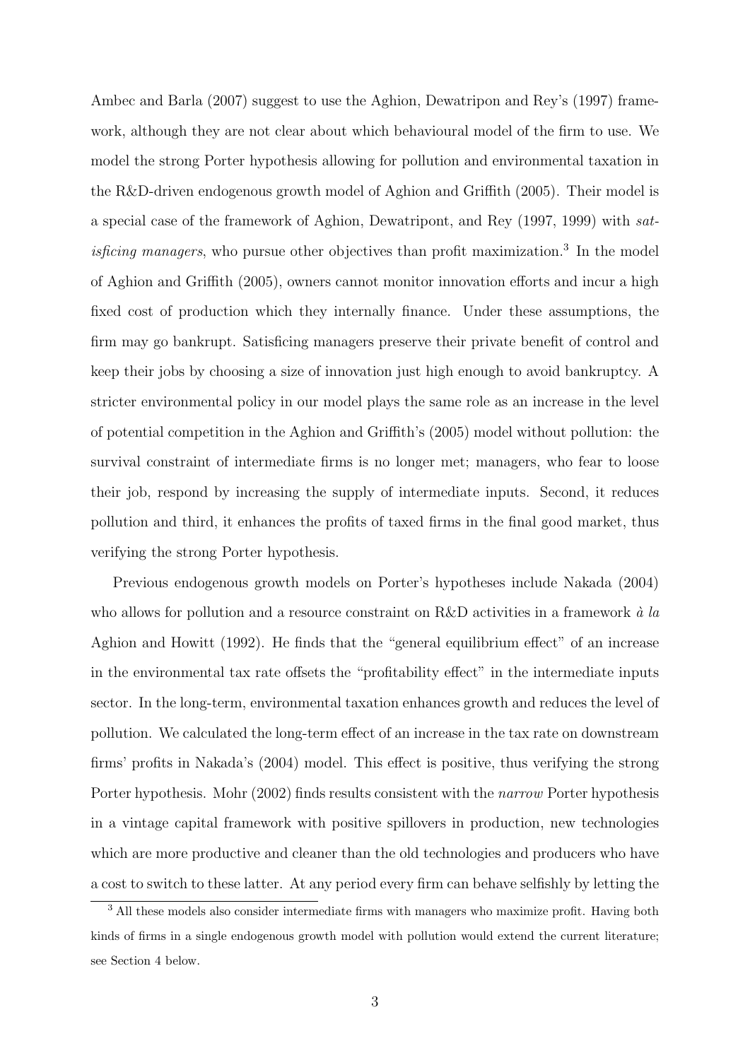Ambec and Barla (2007) suggest to use the Aghion, Dewatripon and Rey's (1997) framework, although they are not clear about which behavioural model of the firm to use. We model the strong Porter hypothesis allowing for pollution and environmental taxation in the R&D-driven endogenous growth model of Aghion and Griffith (2005). Their model is a special case of the framework of Aghion, Dewatripont, and Rey (1997, 1999) with *satisficing managers*, who pursue other objectives than profit maximization.[3] In the model of Aghion and Griffith (2005), owners cannot monitor innovation efforts and incur a high fixed cost of production which they internally finance. Under these assumptions, the firm may go bankrupt. Satisficing managers preserve their private benefit of control and keep their jobs by choosing a size of innovation just high enough to avoid bankruptcy. A stricter environmental policy in our model plays the same role as an increase in the level of potential competition in the Aghion and Griffith's (2005) model without pollution: the survival constraint of intermediate firms is no longer met; managers, who fear to loose their job, respond by increasing the supply of intermediate inputs. Second, it reduces pollution and third, it enhances the profits of taxed firms in the final good market, thus verifying the strong Porter hypothesis.

Previous endogenous growth models on Porter's hypotheses include Nakada (2004) who allows for pollution and a resource constraint on R&D activities in a framework *à la* Aghion and Howitt (1992). He finds that the "general equilibrium effect" of an increase in the environmental tax rate offsets the "profitability effect" in the intermediate inputs sector. In the long-term, environmental taxation enhances growth and reduces the level of pollution. We calculated the long-term effect of an increase in the tax rate on downstream firms' profits in Nakada's (2004) model. This effect is positive, thus verifying the strong Porter hypothesis. Mohr (2002) finds results consistent with the *narrow* Porter hypothesis in a vintage capital framework with positive spillovers in production, new technologies which are more productive and cleaner than the old technologies and producers who have a cost to switch to these latter. At any period every firm can behave selfishly by letting the

[3] All these models also consider intermediate firms with managers who maximize profit. Having both kinds of firms in a single endogenous growth model with pollution would extend the current literature; see Section 4 below.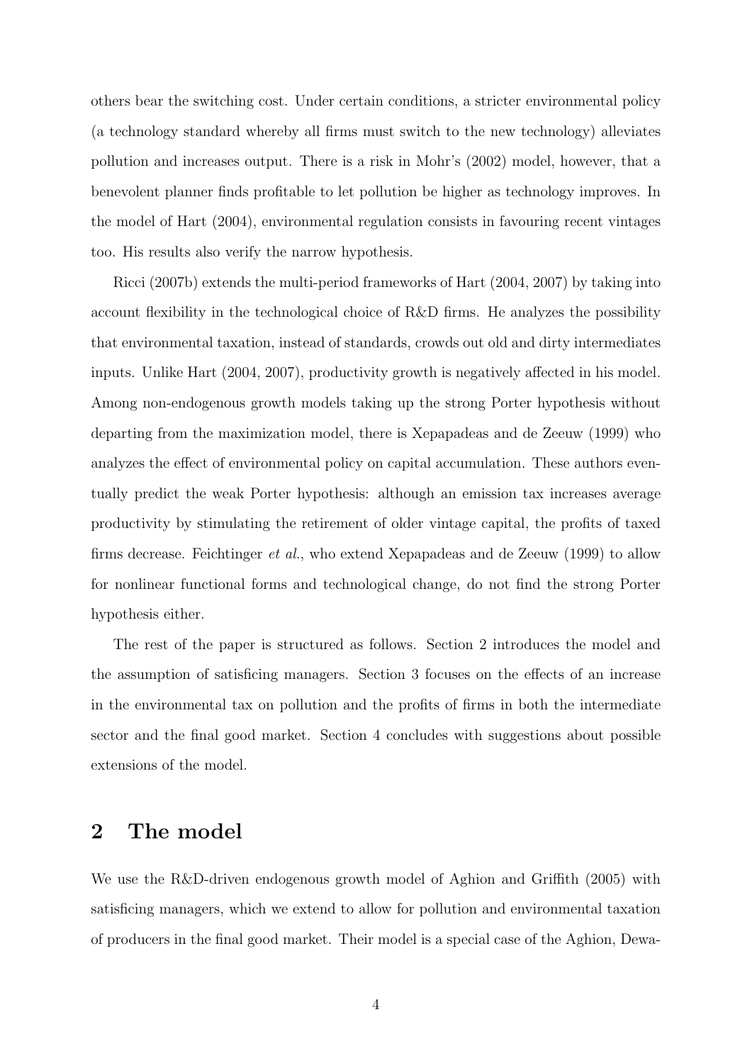others bear the switching cost. Under certain conditions, a stricter environmental policy (a technology standard whereby all firms must switch to the new technology) alleviates pollution and increases output. There is a risk in Mohr's (2002) model, however, that a benevolent planner finds profitable to let pollution be higher as technology improves. In the model of Hart (2004), environmental regulation consists in favouring recent vintages too. His results also verify the narrow hypothesis.

Ricci (2007b) extends the multi-period frameworks of Hart (2004, 2007) by taking into account flexibility in the technological choice of R&D firms. He analyzes the possibility that environmental taxation, instead of standards, crowds out old and dirty intermediates inputs. Unlike Hart (2004, 2007), productivity growth is negatively affected in his model. Among non-endogenous growth models taking up the strong Porter hypothesis without departing from the maximization model, there is Xepapadeas and de Zeeuw (1999) who analyzes the effect of environmental policy on capital accumulation. These authors eventually predict the weak Porter hypothesis: although an emission tax increases average productivity by stimulating the retirement of older vintage capital, the profits of taxed firms decrease. Feichtinger *et al.*, who extend Xepapadeas and de Zeeuw (1999) to allow for nonlinear functional forms and technological change, do not find the strong Porter hypothesis either.

The rest of the paper is structured as follows. Section 2 introduces the model and the assumption of satisficing managers. Section 3 focuses on the effects of an increase in the environmental tax on pollution and the profits of firms in both the intermediate sector and the final good market. Section 4 concludes with suggestions about possible extensions of the model.

## 2 The model

We use the R&D-driven endogenous growth model of Aghion and Griffith (2005) with satisficing managers, which we extend to allow for pollution and environmental taxation of producers in the final good market. Their model is a special case of the Aghion, Dewa-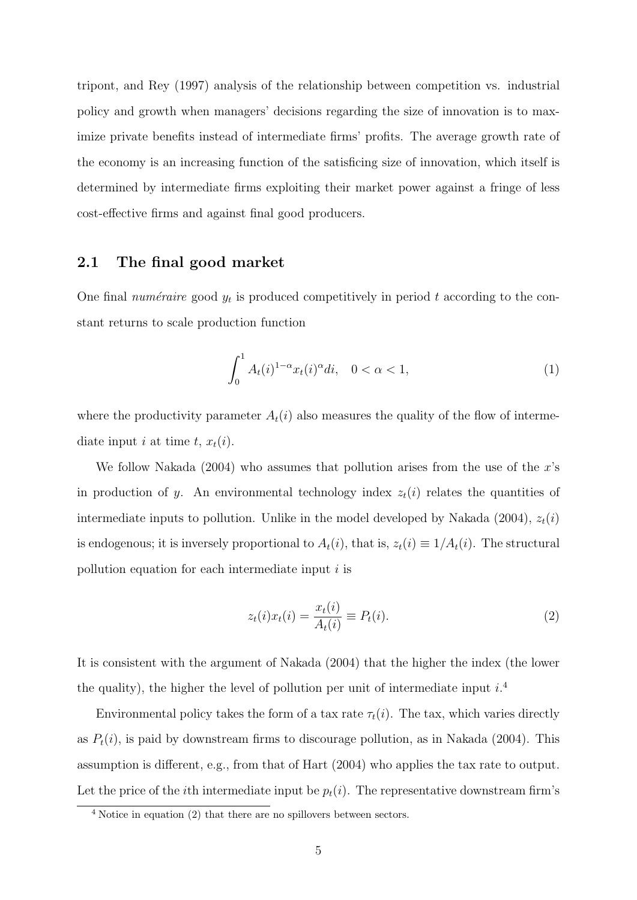tripont, and Rey (1997) analysis of the relationship between competition vs. industrial policy and growth when managers' decisions regarding the size of innovation is to maximize private benefits instead of intermediate firms' profits. The average growth rate of the economy is an increasing function of the satisficing size of innovation, which itself is determined by intermediate firms exploiting their market power against a fringe of less cost-effective firms and against final good producers.

## 2.1 The final good market

One final *numéraire* good $y_t$ is produced competitively in period $t$ according to the constant returns to scale production function

$$\int_0^1 A_t(i)^{1-\alpha} x_t(i)^{\alpha} di, \quad 0 < \alpha < 1, \tag{1}$$

where the productivity parameter $A_t(i)$ also measures the quality of the flow of intermediate input $i$ at time $t$, $x_t(i)$.

We follow Nakada (2004) who assumes that pollution arises from the use of the $x$'s in production of $y$. An environmental technology index $z_t(i)$ relates the quantities of intermediate inputs to pollution. Unlike in the model developed by Nakada (2004), $z_t(i)$ is endogenous; it is inversely proportional to $A_t(i)$, that is, $z_t(i) \equiv 1/A_t(i)$. The structural pollution equation for each intermediate input $i$ is

$$z_t(i)x_t(i) = \frac{x_t(i)}{A_t(i)} \equiv P_t(i). \tag{2}$$

It is consistent with the argument of Nakada (2004) that the higher the index (the lower the quality), the higher the level of pollution per unit of intermediate input $i$.[4]

Environmental policy takes the form of a tax rate $\tau_t(i)$. The tax, which varies directly as $P_t(i)$, is paid by downstream firms to discourage pollution, as in Nakada (2004). This assumption is different, e.g., from that of Hart (2004) who applies the tax rate to output. Let the price of the $i$th intermediate input be $p_t(i)$. The representative downstream firm's

[4] Notice in equation (2) that there are no spillovers between sectors.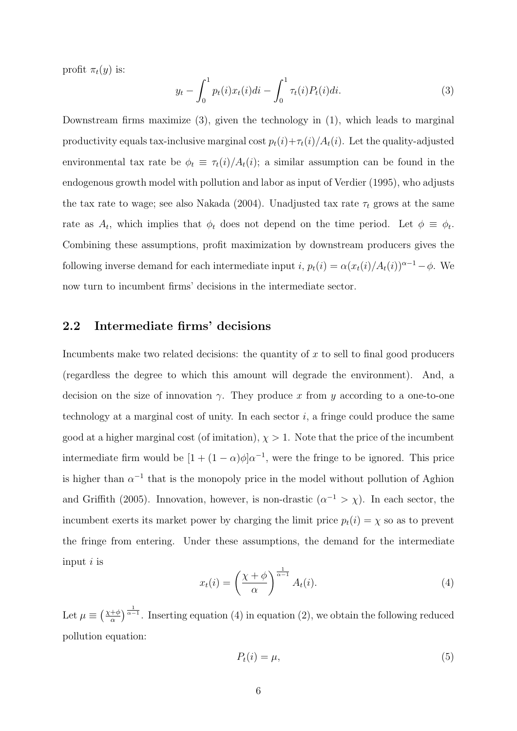profit $\pi_t(y)$ is:

$$y_t - \int_0^1 p_t(i)x_t(i)di - \int_0^1 \tau_t(i)P_t(i)di. \tag{3}$$

Downstream firms maximize (3), given the technology in (1), which leads to marginal productivity equals tax-inclusive marginal cost $p_t(i)+\tau_t(i)/A_t(i)$. Let the quality-adjusted environmental tax rate be $\phi_t \equiv \tau_t(i)/A_t(i)$; a similar assumption can be found in the endogenous growth model with pollution and labor as input of Verdier (1995), who adjusts the tax rate to wage; see also Nakada (2004). Unadjusted tax rate $\tau_t$ grows at the same rate as $A_t$, which implies that $\phi_t$ does not depend on the time period. Let $\phi \equiv \phi_t$. Combining these assumptions, profit maximization by downstream producers gives the following inverse demand for each intermediate input $i$, $p_t(i) = \alpha(x_t(i)/A_t(i))^{\alpha-1} - \phi$. We now turn to incumbent firms' decisions in the intermediate sector.

## 2.2 Intermediate firms' decisions

Incumbents make two related decisions: the quantity of $x$ to sell to final good producers (regardless the degree to which this amount will degrade the environment). And, a decision on the size of innovation $\gamma$. They produce $x$ from $y$ according to a one-to-one technology at a marginal cost of unity. In each sector $i$, a fringe could produce the same good at a higher marginal cost (of imitation), $\chi > 1$. Note that the price of the incumbent intermediate firm would be $[1 + (1-\alpha)\phi]\alpha^{-1}$, were the fringe to be ignored. This price is higher than $\alpha^{-1}$ that is the monopoly price in the model without pollution of Aghion and Griffith (2005). Innovation, however, is non-drastic ($\alpha^{-1} > \chi$). In each sector, the incumbent exerts its market power by charging the limit price $p_t(i) = \chi$ so as to prevent the fringe from entering. Under these assumptions, the demand for the intermediate input $i$ is

$$x_t(i) = \left(\frac{\chi + \phi}{\alpha}\right)^{\frac{1}{\alpha-1}} A_t(i). \tag{4}$$

Let $\mu \equiv \left(\frac{\chi+\phi}{\alpha}\right)^{\frac{1}{\alpha-1}}$. Inserting equation (4) in equation (2), we obtain the following reduced pollution equation:

$$P_t(i) = \mu, \tag{5}$$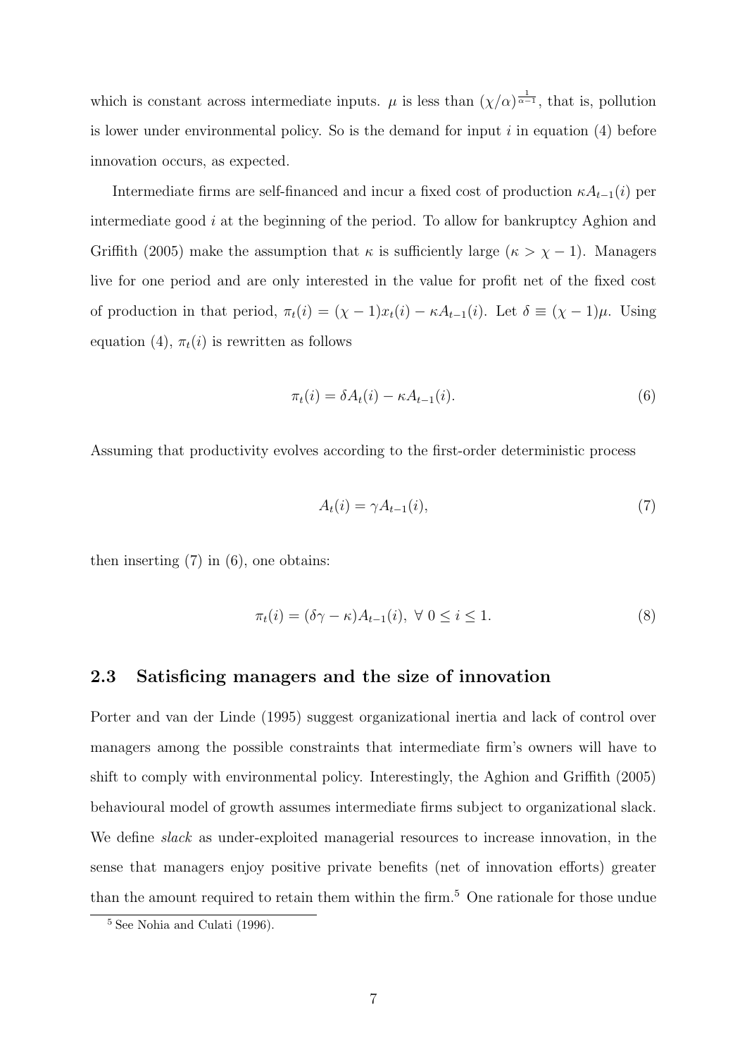which is constant across intermediate inputs. $\mu$ is less than $(\chi/\alpha)^{\frac{1}{\alpha-1}}$, that is, pollution is lower under environmental policy. So is the demand for input $i$ in equation (4) before innovation occurs, as expected.

Intermediate firms are self-financed and incur a fixed cost of production $\kappa A_{t-1}(i)$ per intermediate good $i$ at the beginning of the period. To allow for bankruptcy Aghion and Griffith (2005) make the assumption that $\kappa$ is sufficiently large ($\kappa > \chi - 1$). Managers live for one period and are only interested in the value for profit net of the fixed cost of production in that period, $\pi_t(i) = (\chi - 1)x_t(i) - \kappa A_{t-1}(i)$. Let $\delta \equiv (\chi - 1)\mu$. Using equation (4), $\pi_t(i)$ is rewritten as follows

$$\pi_t(i) = \delta A_t(i) - \kappa A_{t-1}(i). \tag{6}$$

Assuming that productivity evolves according to the first-order deterministic process

$$A_t(i) = \gamma A_{t-1}(i), \tag{7}$$

then inserting (7) in (6), one obtains:

$$\pi_t(i) = (\delta\gamma - \kappa)A_{t-1}(i), \; \forall \; 0 \leq i \leq 1. \tag{8}$$

## 2.3 Satisficing managers and the size of innovation

Porter and van der Linde (1995) suggest organizational inertia and lack of control over managers among the possible constraints that intermediate firm's owners will have to shift to comply with environmental policy. Interestingly, the Aghion and Griffith (2005) behavioural model of growth assumes intermediate firms subject to organizational slack. We define *slack* as under-exploited managerial resources to increase innovation, in the sense that managers enjoy positive private benefits (net of innovation efforts) greater than the amount required to retain them within the firm.[5] One rationale for those undue

[5] See Nohia and Culati (1996).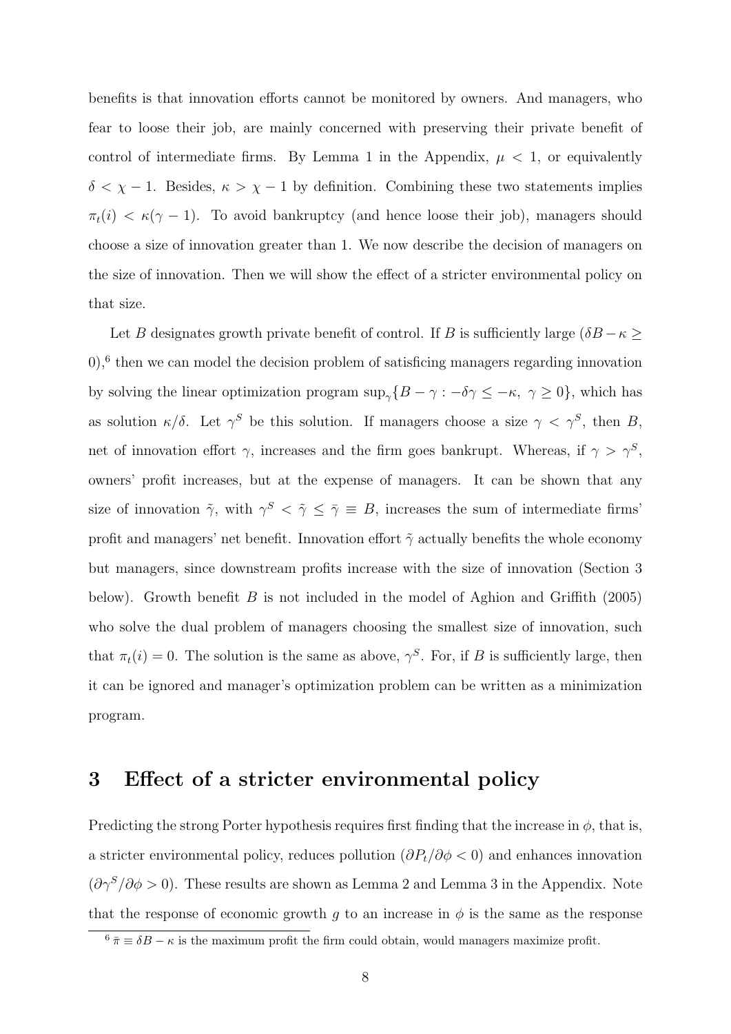benefits is that innovation efforts cannot be monitored by owners. And managers, who fear to loose their job, are mainly concerned with preserving their private benefit of control of intermediate firms. By Lemma 1 in the Appendix, $\mu < 1$, or equivalently $\delta < \chi - 1$. Besides, $\kappa > \chi - 1$ by definition. Combining these two statements implies $\pi_t(i) < \kappa(\gamma - 1)$. To avoid bankruptcy (and hence loose their job), managers should choose a size of innovation greater than 1. We now describe the decision of managers on the size of innovation. Then we will show the effect of a stricter environmental policy on that size.

Let $B$ designates growth private benefit of control. If $B$ is sufficiently large ($\delta B - \kappa \geq 0$),[6] then we can model the decision problem of satisficing managers regarding innovation by solving the linear optimization program $\sup_\gamma\{B - \gamma : -\delta\gamma \leq -\kappa,\ \gamma \geq 0\}$, which has as solution $\kappa/\delta$. Let $\gamma^S$ be this solution. If managers choose a size $\gamma < \gamma^S$, then $B$, net of innovation effort $\gamma$, increases and the firm goes bankrupt. Whereas, if $\gamma > \gamma^S$, owners' profit increases, but at the expense of managers. It can be shown that any size of innovation $\tilde{\gamma}$, with $\gamma^S < \tilde{\gamma} \leq \bar{\gamma} \equiv B$, increases the sum of intermediate firms' profit and managers' net benefit. Innovation effort $\tilde{\gamma}$ actually benefits the whole economy but managers, since downstream profits increase with the size of innovation (Section 3 below). Growth benefit $B$ is not included in the model of Aghion and Griffith (2005) who solve the dual problem of managers choosing the smallest size of innovation, such that $\pi_t(i) = 0$. The solution is the same as above, $\gamma^S$. For, if $B$ is sufficiently large, then it can be ignored and manager's optimization problem can be written as a minimization program.

## 3 Effect of a stricter environmental policy

Predicting the strong Porter hypothesis requires first finding that the increase in $\phi$, that is, a stricter environmental policy, reduces pollution ($\partial P_t/\partial\phi < 0$) and enhances innovation ($\partial\gamma^S/\partial\phi > 0$). These results are shown as Lemma 2 and Lemma 3 in the Appendix. Note that the response of economic growth $g$ to an increase in $\phi$ is the same as the response

[6] $\bar{\pi} \equiv \delta B - \kappa$ is the maximum profit the firm could obtain, would managers maximize profit.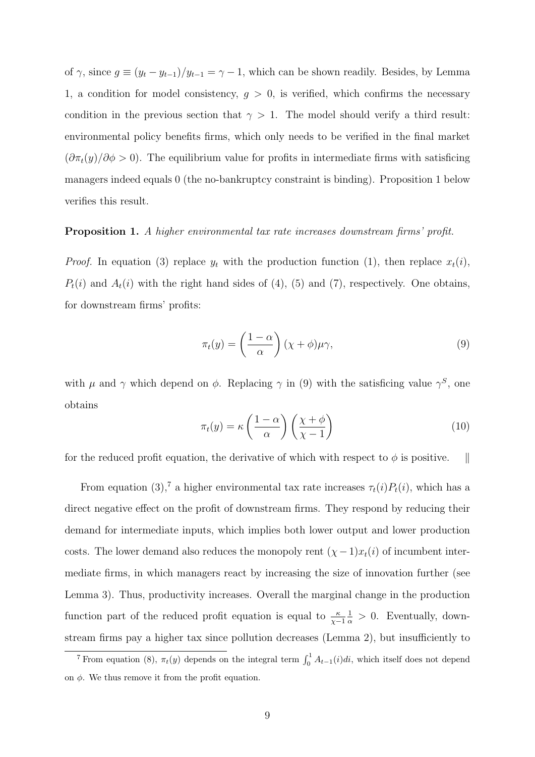of $\gamma$, since $g \equiv (y_t - y_{t-1})/y_{t-1} = \gamma - 1$, which can be shown readily. Besides, by Lemma 1, a condition for model consistency, $g > 0$, is verified, which confirms the necessary condition in the previous section that $\gamma > 1$. The model should verify a third result: environmental policy benefits firms, which only needs to be verified in the final market $(\partial \pi_t(y)/\partial \phi > 0)$. The equilibrium value for profits in intermediate firms with satisficing managers indeed equals 0 (the no-bankruptcy constraint is binding). Proposition 1 below verifies this result.

**Proposition 1.** *A higher environmental tax rate increases downstream firms' profit.*

*Proof.* In equation (3) replace $y_t$ with the production function (1), then replace $x_t(i)$, $P_t(i)$ and $A_t(i)$ with the right hand sides of (4), (5) and (7), respectively. One obtains, for downstream firms' profits:

$$\pi_t(y) = \left(\frac{1-\alpha}{\alpha}\right)(\chi + \phi)\mu\gamma, \tag{9}$$

with $\mu$ and $\gamma$ which depend on $\phi$. Replacing $\gamma$ in (9) with the satisficing value $\gamma^S$, one obtains

$$\pi_t(y) = \kappa \left(\frac{1-\alpha}{\alpha}\right)\left(\frac{\chi + \phi}{\chi - 1}\right) \tag{10}$$

for the reduced profit equation, the derivative of which with respect to $\phi$ is positive. ‖

From equation (3),[7] a higher environmental tax rate increases $\tau_t(i)P_t(i)$, which has a direct negative effect on the profit of downstream firms. They respond by reducing their demand for intermediate inputs, which implies both lower output and lower production costs. The lower demand also reduces the monopoly rent $(\chi - 1)x_t(i)$ of incumbent intermediate firms, in which managers react by increasing the size of innovation further (see Lemma 3). Thus, productivity increases. Overall the marginal change in the production function part of the reduced profit equation is equal to $\frac{\kappa}{\chi-1}\frac{1}{\alpha} > 0$. Eventually, downstream firms pay a higher tax since pollution decreases (Lemma 2), but insufficiently to

[7] From equation (8), $\pi_t(y)$ depends on the integral term $\int_0^1 A_{t-1}(i)di$, which itself does not depend on $\phi$. We thus remove it from the profit equation.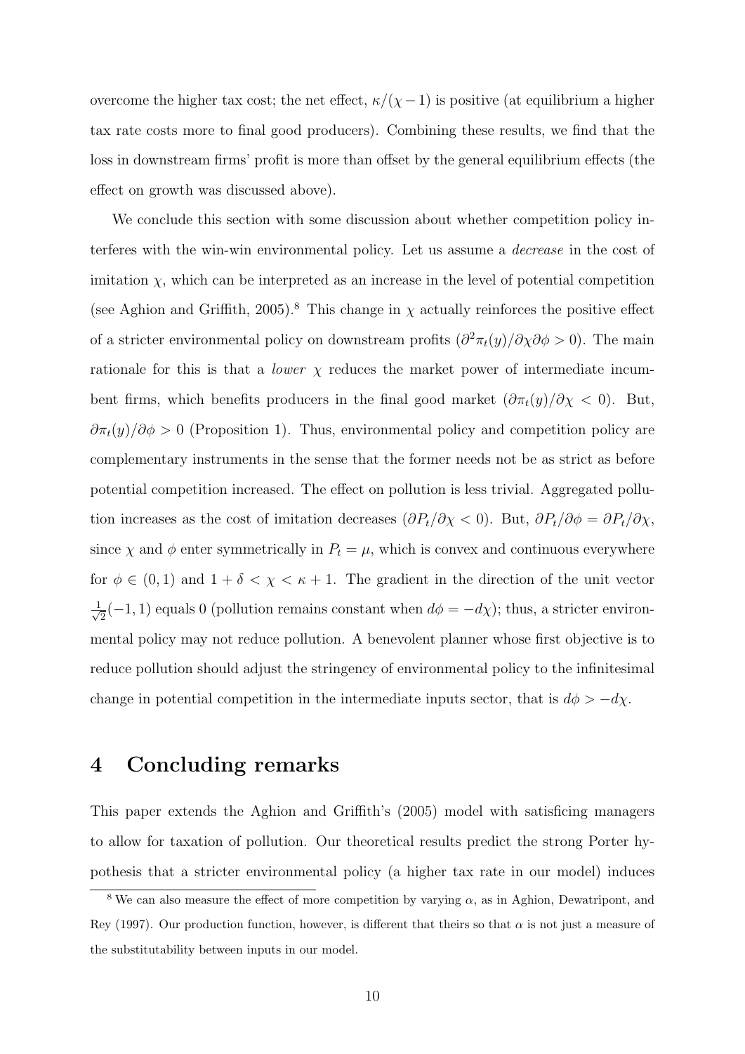overcome the higher tax cost; the net effect, $\kappa/(\chi - 1)$ is positive (at equilibrium a higher tax rate costs more to final good producers). Combining these results, we find that the loss in downstream firms' profit is more than offset by the general equilibrium effects (the effect on growth was discussed above).

We conclude this section with some discussion about whether competition policy interferes with the win-win environmental policy. Let us assume a *decrease* in the cost of imitation $\chi$, which can be interpreted as an increase in the level of potential competition (see Aghion and Griffith, 2005).[8] This change in $\chi$ actually reinforces the positive effect of a stricter environmental policy on downstream profits ($\partial^2 \pi_t(y)/\partial\chi\partial\phi > 0$). The main rationale for this is that a *lower* $\chi$ reduces the market power of intermediate incumbent firms, which benefits producers in the final good market ($\partial\pi_t(y)/\partial\chi < 0$). But, $\partial\pi_t(y)/\partial\phi > 0$ (Proposition 1). Thus, environmental policy and competition policy are complementary instruments in the sense that the former needs not be as strict as before potential competition increased. The effect on pollution is less trivial. Aggregated pollution increases as the cost of imitation decreases ($\partial P_t/\partial\chi < 0$). But, $\partial P_t/\partial\phi = \partial P_t/\partial\chi$, since $\chi$ and $\phi$ enter symmetrically in $P_t = \mu$, which is convex and continuous everywhere for $\phi \in (0, 1)$ and $1 + \delta < \chi < \kappa + 1$. The gradient in the direction of the unit vector $\frac{1}{\sqrt{2}}(-1, 1)$ equals 0 (pollution remains constant when $d\phi = -d\chi$); thus, a stricter environmental policy may not reduce pollution. A benevolent planner whose first objective is to reduce pollution should adjust the stringency of environmental policy to the infinitesimal change in potential competition in the intermediate inputs sector, that is $d\phi > -d\chi$.

# 4 Concluding remarks

This paper extends the Aghion and Griffith's (2005) model with satisficing managers to allow for taxation of pollution. Our theoretical results predict the strong Porter hypothesis that a stricter environmental policy (a higher tax rate in our model) induces

[8] We can also measure the effect of more competition by varying $\alpha$, as in Aghion, Dewatripont, and Rey (1997). Our production function, however, is different that theirs so that $\alpha$ is not just a measure of the substitutability between inputs in our model.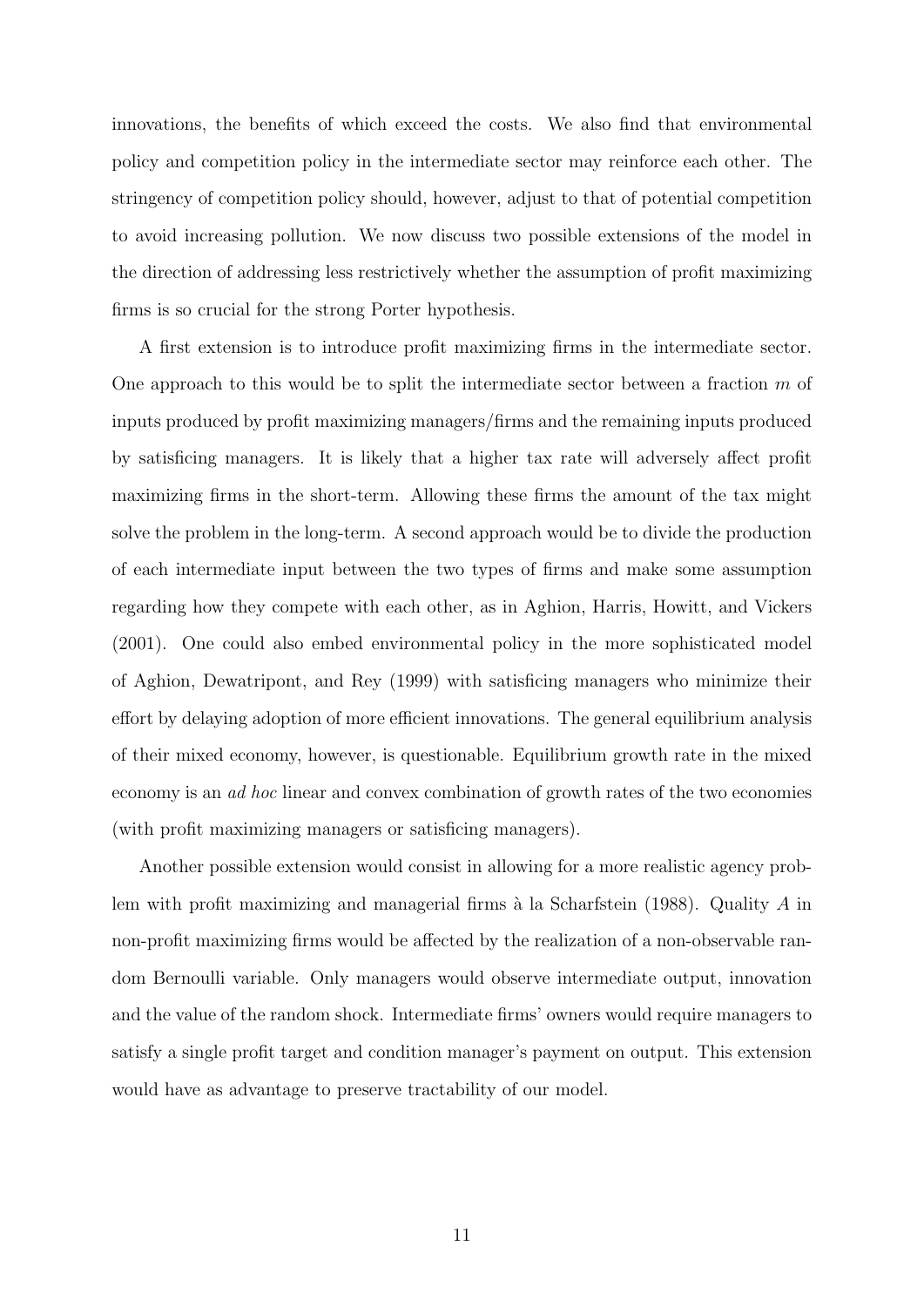innovations, the benefits of which exceed the costs. We also find that environmental policy and competition policy in the intermediate sector may reinforce each other. The stringency of competition policy should, however, adjust to that of potential competition to avoid increasing pollution. We now discuss two possible extensions of the model in the direction of addressing less restrictively whether the assumption of profit maximizing firms is so crucial for the strong Porter hypothesis.

A first extension is to introduce profit maximizing firms in the intermediate sector. One approach to this would be to split the intermediate sector between a fraction $m$ of inputs produced by profit maximizing managers/firms and the remaining inputs produced by satisficing managers. It is likely that a higher tax rate will adversely affect profit maximizing firms in the short-term. Allowing these firms the amount of the tax might solve the problem in the long-term. A second approach would be to divide the production of each intermediate input between the two types of firms and make some assumption regarding how they compete with each other, as in Aghion, Harris, Howitt, and Vickers (2001). One could also embed environmental policy in the more sophisticated model of Aghion, Dewatripont, and Rey (1999) with satisficing managers who minimize their effort by delaying adoption of more efficient innovations. The general equilibrium analysis of their mixed economy, however, is questionable. Equilibrium growth rate in the mixed economy is an *ad hoc* linear and convex combination of growth rates of the two economies (with profit maximizing managers or satisficing managers).

Another possible extension would consist in allowing for a more realistic agency problem with profit maximizing and managerial firms à la Scharfstein (1988). Quality $A$ in non-profit maximizing firms would be affected by the realization of a non-observable random Bernoulli variable. Only managers would observe intermediate output, innovation and the value of the random shock. Intermediate firms' owners would require managers to satisfy a single profit target and condition manager's payment on output. This extension would have as advantage to preserve tractability of our model.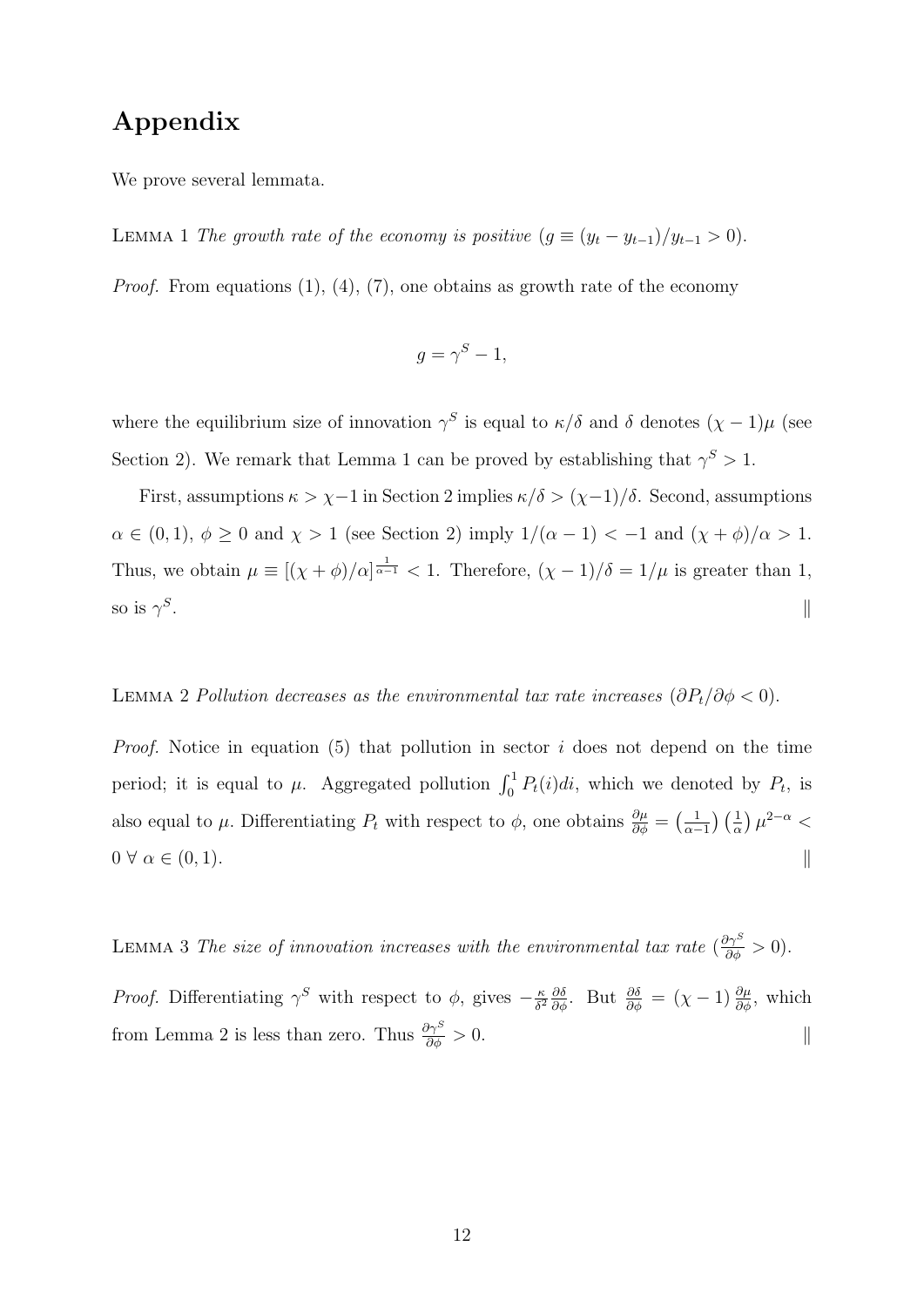# Appendix

We prove several lemmata.

Lemma 1 *The growth rate of the economy is positive ($g \equiv (y_t - y_{t-1})/y_{t-1} > 0$).*

*Proof.* From equations (1), (4), (7), one obtains as growth rate of the economy

$$g = \gamma^S - 1,$$

where the equilibrium size of innovation $\gamma^S$ is equal to $\kappa/\delta$ and $\delta$ denotes $(\chi - 1)\mu$ (see Section 2). We remark that Lemma 1 can be proved by establishing that $\gamma^S > 1$.

First, assumptions $\kappa > \chi - 1$ in Section 2 implies $\kappa/\delta > (\chi - 1)/\delta$. Second, assumptions $\alpha \in (0, 1)$, $\phi \geq 0$ and $\chi > 1$ (see Section 2) imply $1/(\alpha - 1) < -1$ and $(\chi + \phi)/\alpha > 1$. Thus, we obtain $\mu \equiv [(\chi + \phi)/\alpha]^{\frac{1}{\alpha - 1}} < 1$. Therefore, $(\chi - 1)/\delta = 1/\mu$ is greater than 1, so is $\gamma^S$. ∥

Lemma 2 *Pollution decreases as the environmental tax rate increases ($\partial P_t/\partial \phi < 0$).*

*Proof.* Notice in equation (5) that pollution in sector $i$ does not depend on the time period; it is equal to $\mu$. Aggregated pollution $\int_0^1 P_t(i)di$, which we denoted by $P_t$, is also equal to $\mu$. Differentiating $P_t$ with respect to $\phi$, one obtains $\frac{\partial \mu}{\partial \phi} = \left(\frac{1}{\alpha - 1}\right)\left(\frac{1}{\alpha}\right)\mu^{2-\alpha} < 0 \ \forall \ \alpha \in (0, 1)$. ∥

Lemma 3 *The size of innovation increases with the environmental tax rate ($\frac{\partial \gamma^S}{\partial \phi} > 0$).*

*Proof.* Differentiating $\gamma^S$ with respect to $\phi$, gives $-\frac{\kappa}{\delta^2}\frac{\partial \delta}{\partial \phi}$. But $\frac{\partial \delta}{\partial \phi} = (\chi - 1)\frac{\partial \mu}{\partial \phi}$, which from Lemma 2 is less than zero. Thus $\frac{\partial \gamma^S}{\partial \phi} > 0$. ∥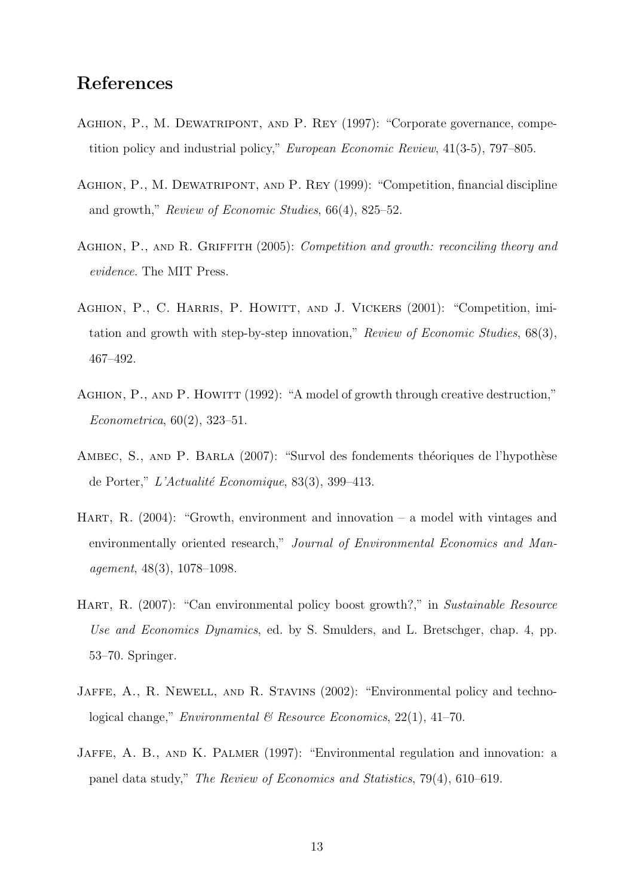## References

Aghion, P., M. Dewatripont, and P. Rey (1997): "Corporate governance, competition policy and industrial policy," *European Economic Review*, 41(3-5), 797–805.

Aghion, P., M. Dewatripont, and P. Rey (1999): "Competition, financial discipline and growth," *Review of Economic Studies*, 66(4), 825–52.

Aghion, P., and R. Griffith (2005): *Competition and growth: reconciling theory and evidence*. The MIT Press.

Aghion, P., C. Harris, P. Howitt, and J. Vickers (2001): "Competition, imitation and growth with step-by-step innovation," *Review of Economic Studies*, 68(3), 467–492.

Aghion, P., and P. Howitt (1992): "A model of growth through creative destruction," *Econometrica*, 60(2), 323–51.

Ambec, S., and P. Barla (2007): "Survol des fondements théoriques de l'hypothèse de Porter," *L'Actualité Economique*, 83(3), 399–413.

Hart, R. (2004): "Growth, environment and innovation – a model with vintages and environmentally oriented research," *Journal of Environmental Economics and Management*, 48(3), 1078–1098.

Hart, R. (2007): "Can environmental policy boost growth?," in *Sustainable Resource Use and Economics Dynamics*, ed. by S. Smulders, and L. Bretschger, chap. 4, pp. 53–70. Springer.

Jaffe, A., R. Newell, and R. Stavins (2002): "Environmental policy and technological change," *Environmental & Resource Economics*, 22(1), 41–70.

Jaffe, A. B., and K. Palmer (1997): "Environmental regulation and innovation: a panel data study," *The Review of Economics and Statistics*, 79(4), 610–619.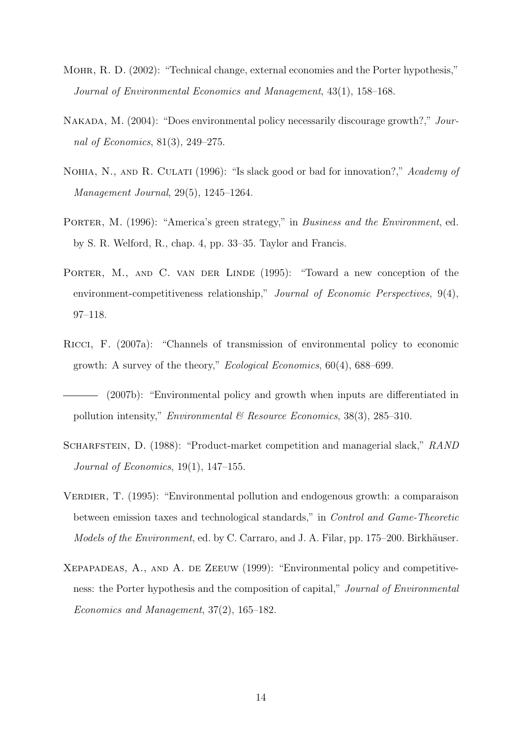Mohr, R. D. (2002): "Technical change, external economies and the Porter hypothesis," *Journal of Environmental Economics and Management*, 43(1), 158–168.

Nakada, M. (2004): "Does environmental policy necessarily discourage growth?," *Journal of Economics*, 81(3), 249–275.

Nohia, N., and R. Culati (1996): "Is slack good or bad for innovation?," *Academy of Management Journal*, 29(5), 1245–1264.

Porter, M. (1996): "America's green strategy," in *Business and the Environment*, ed. by S. R. Welford, R., chap. 4, pp. 33–35. Taylor and Francis.

Porter, M., and C. van der Linde (1995): "Toward a new conception of the environment-competitiveness relationship," *Journal of Economic Perspectives*, 9(4), 97–118.

Ricci, F. (2007a): "Channels of transmission of environmental policy to economic growth: A survey of the theory," *Ecological Economics*, 60(4), 688–699.

——— (2007b): "Environmental policy and growth when inputs are differentiated in pollution intensity," *Environmental & Resource Economics*, 38(3), 285–310.

Scharfstein, D. (1988): "Product-market competition and managerial slack," *RAND Journal of Economics*, 19(1), 147–155.

Verdier, T. (1995): "Environmental pollution and endogenous growth: a comparaison between emission taxes and technological standards," in *Control and Game-Theoretic Models of the Environment*, ed. by C. Carraro, and J. A. Filar, pp. 175–200. Birkhäuser.

Xepapadeas, A., and A. de Zeeuw (1999): "Environmental policy and competitiveness: the Porter hypothesis and the composition of capital," *Journal of Environmental Economics and Management*, 37(2), 165–182.